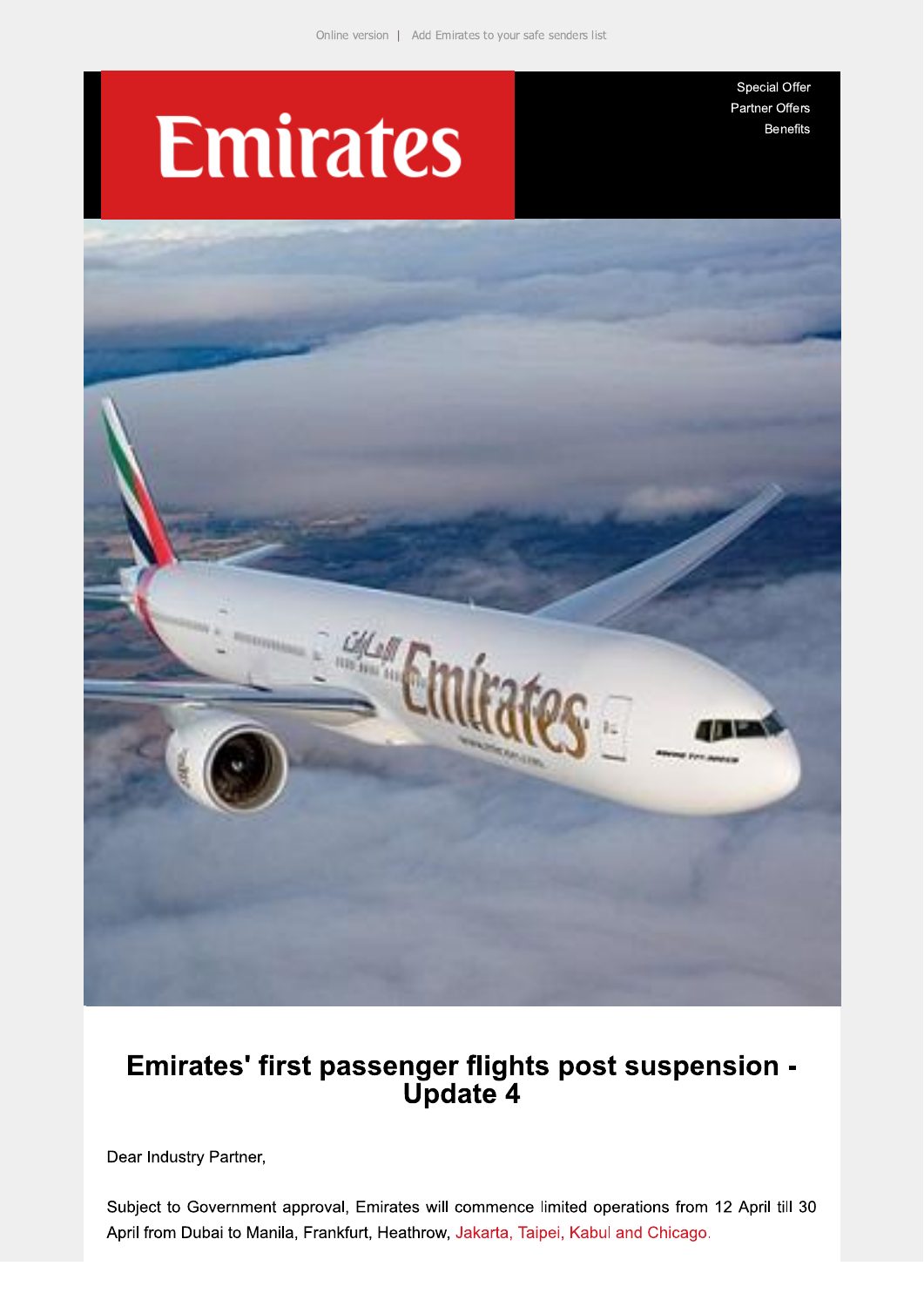Online version | Add Emirates to your safe senders list

Emirates

Special Offer
Partner Offers
Benefits

# Emirates' first passenger flights post suspension - Update 4

Dear Industry Partner,

Subject to Government approval, Emirates will commence limited operations from 12 April till 30 April from Dubai to Manila, Frankfurt, Heathrow, Jakarta, Taipei, Kabul and Chicago.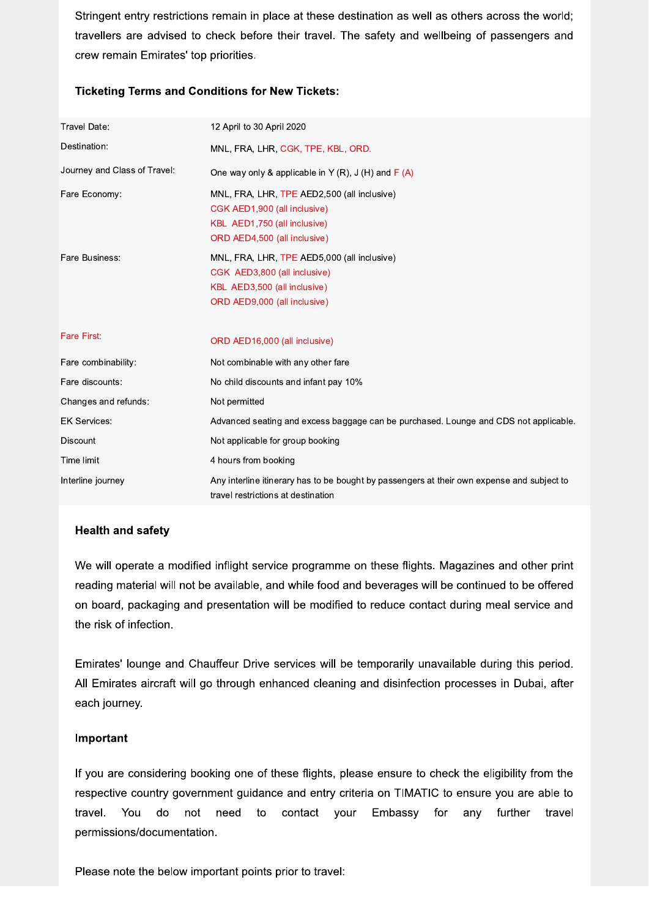Stringent entry restrictions remain in place at these destination as well as others across the world; travellers are advised to check before their travel. The safety and wellbeing of passengers and crew remain Emirates' top priorities.

**Ticketing Terms and Conditions for New Tickets:**

| | |
|---|---|
| Travel Date: | 12 April to 30 April 2020 |
| Destination: | MNL, FRA, LHR, CGK, TPE, KBL, ORD. |
| Journey and Class of Travel: | One way only & applicable in Y (R), J (H) and F (A) |
| Fare Economy: | MNL, FRA, LHR, TPE AED2,500 (all inclusive)<br>CGK AED1,900 (all inclusive)<br>KBL AED1,750 (all inclusive)<br>ORD AED4,500 (all inclusive) |
| Fare Business: | MNL, FRA, LHR, TPE AED5,000 (all inclusive)<br>CGK AED3,800 (all inclusive)<br>KBL AED3,500 (all inclusive)<br>ORD AED9,000 (all inclusive) |
| Fare First: | ORD AED16,000 (all inclusive) |
| Fare combinability: | Not combinable with any other fare |
| Fare discounts: | No child discounts and infant pay 10% |
| Changes and refunds: | Not permitted |
| EK Services: | Advanced seating and excess baggage can be purchased. Lounge and CDS not applicable. |
| Discount | Not applicable for group booking |
| Time limit | 4 hours from booking |
| Interline journey | Any interline itinerary has to be bought by passengers at their own expense and subject to travel restrictions at destination |

**Health and safety**

We will operate a modified inflight service programme on these flights. Magazines and other print reading material will not be available, and while food and beverages will be continued to be offered on board, packaging and presentation will be modified to reduce contact during meal service and the risk of infection.

Emirates' lounge and Chauffeur Drive services will be temporarily unavailable during this period. All Emirates aircraft will go through enhanced cleaning and disinfection processes in Dubai, after each journey.

**Important**

If you are considering booking one of these flights, please ensure to check the eligibility from the respective country government guidance and entry criteria on TIMATIC to ensure you are able to travel. You do not need to contact your Embassy for any further travel permissions/documentation.

Please note the below important points prior to travel: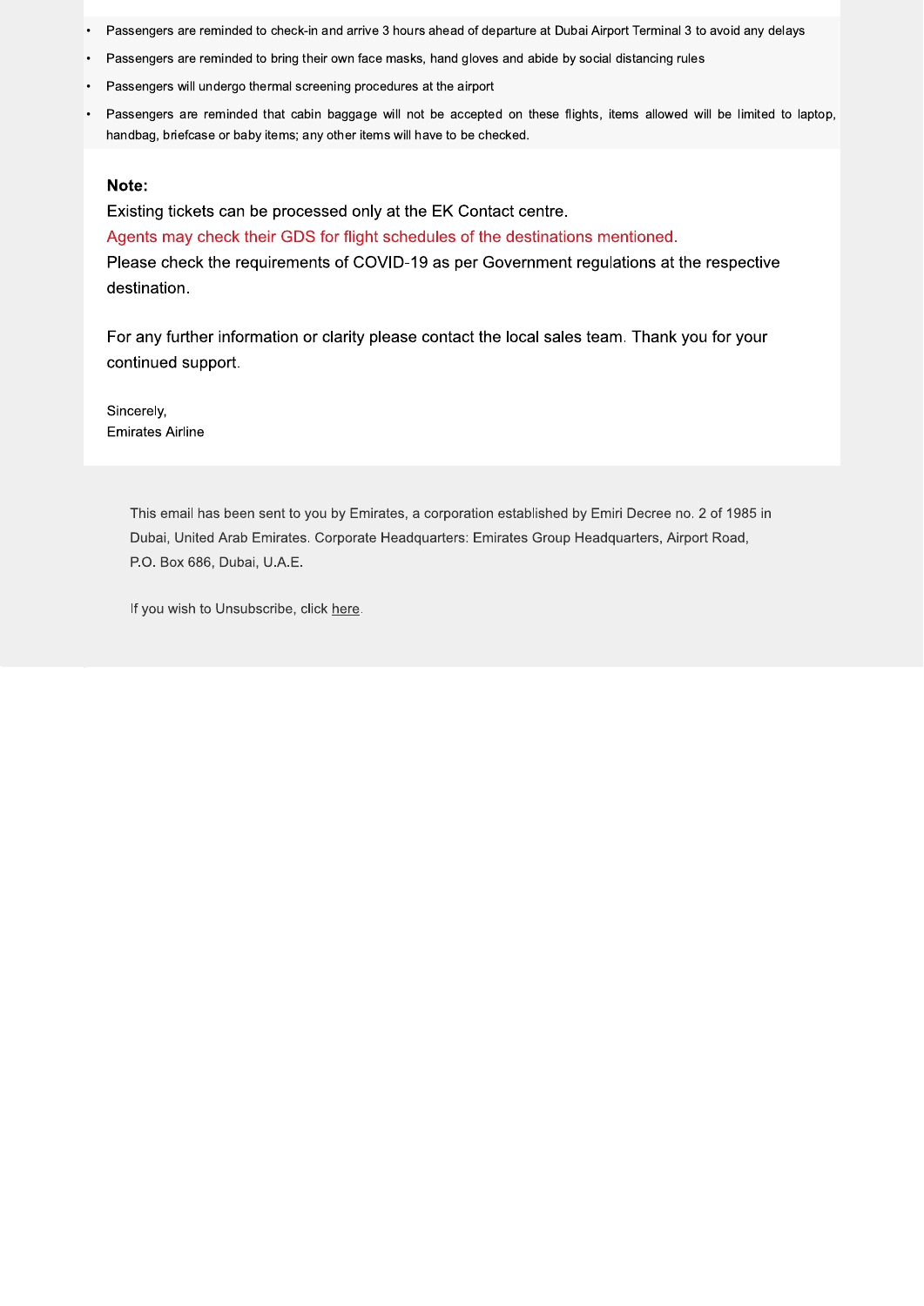- Passengers are reminded to check-in and arrive 3 hours ahead of departure at Dubai Airport Terminal 3 to avoid any delays
- Passengers are reminded to bring their own face masks, hand gloves and abide by social distancing rules
- Passengers will undergo thermal screening procedures at the airport
- Passengers are reminded that cabin baggage will not be accepted on these flights, items allowed will be limited to laptop, handbag, briefcase or baby items; any other items will have to be checked.

**Note:**

Existing tickets can be processed only at the EK Contact centre.

Agents may check their GDS for flight schedules of the destinations mentioned.

Please check the requirements of COVID-19 as per Government regulations at the respective destination.

For any further information or clarity please contact the local sales team. Thank you for your continued support.

Sincerely,
Emirates Airline

This email has been sent to you by Emirates, a corporation established by Emiri Decree no. 2 of 1985 in Dubai, United Arab Emirates. Corporate Headquarters: Emirates Group Headquarters, Airport Road, P.O. Box 686, Dubai, U.A.E.

If you wish to Unsubscribe, click here.